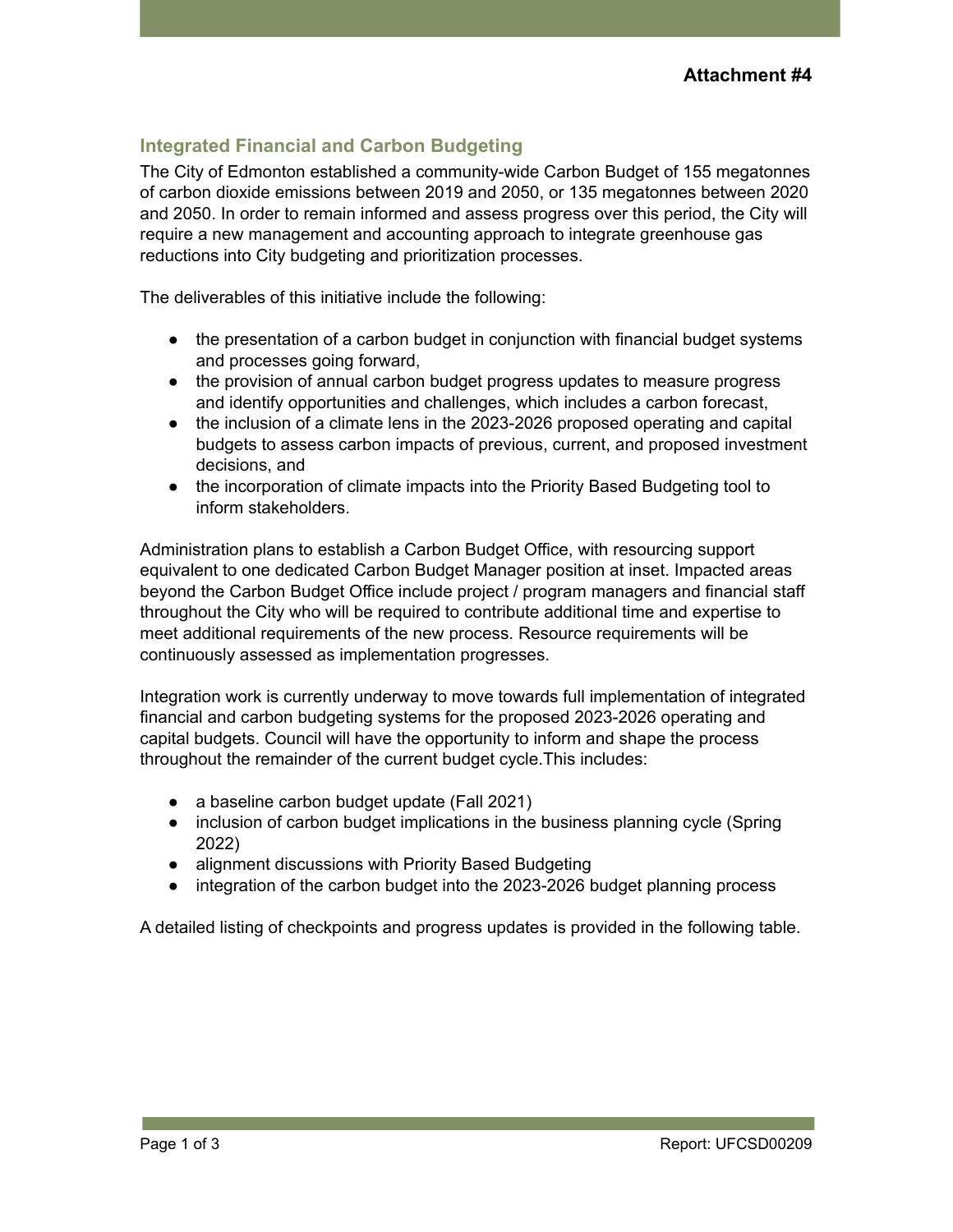**Attachment #4**

## Integrated Financial and Carbon Budgeting

The City of Edmonton established a community-wide Carbon Budget of 155 megatonnes of carbon dioxide emissions between 2019 and 2050, or 135 megatonnes between 2020 and 2050. In order to remain informed and assess progress over this period, the City will require a new management and accounting approach to integrate greenhouse gas reductions into City budgeting and prioritization processes.

The deliverables of this initiative include the following:

- the presentation of a carbon budget in conjunction with financial budget systems and processes going forward,
- the provision of annual carbon budget progress updates to measure progress and identify opportunities and challenges, which includes a carbon forecast,
- the inclusion of a climate lens in the 2023-2026 proposed operating and capital budgets to assess carbon impacts of previous, current, and proposed investment decisions, and
- the incorporation of climate impacts into the Priority Based Budgeting tool to inform stakeholders.

Administration plans to establish a Carbon Budget Office, with resourcing support equivalent to one dedicated Carbon Budget Manager position at inset. Impacted areas beyond the Carbon Budget Office include project / program managers and financial staff throughout the City who will be required to contribute additional time and expertise to meet additional requirements of the new process. Resource requirements will be continuously assessed as implementation progresses.

Integration work is currently underway to move towards full implementation of integrated financial and carbon budgeting systems for the proposed 2023-2026 operating and capital budgets. Council will have the opportunity to inform and shape the process throughout the remainder of the current budget cycle.This includes:

- a baseline carbon budget update (Fall 2021)
- inclusion of carbon budget implications in the business planning cycle (Spring 2022)
- alignment discussions with Priority Based Budgeting
- integration of the carbon budget into the 2023-2026 budget planning process

A detailed listing of checkpoints and progress updates is provided in the following table.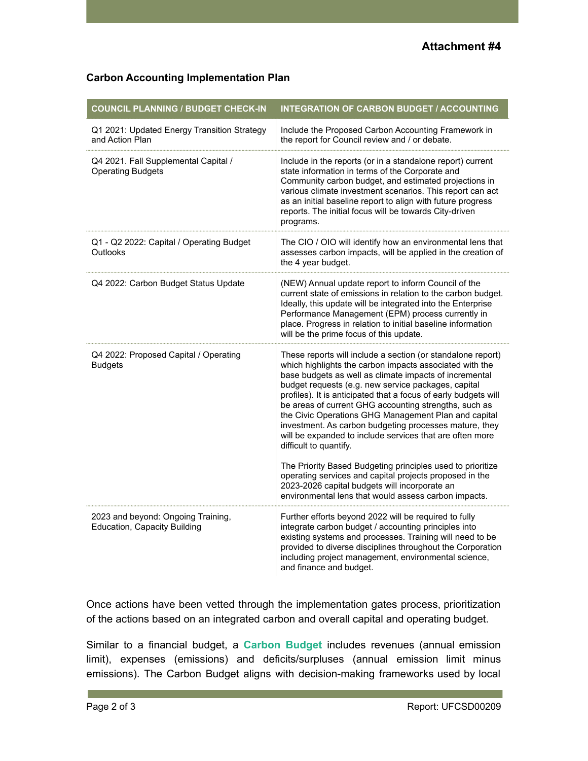**Attachment #4**

**Carbon Accounting Implementation Plan**

| COUNCIL PLANNING / BUDGET CHECK-IN | INTEGRATION OF CARBON BUDGET / ACCOUNTING |
|---|---|
| Q1 2021: Updated Energy Transition Strategy and Action Plan | Include the Proposed Carbon Accounting Framework in the report for Council review and / or debate. |
| Q4 2021. Fall Supplemental Capital / Operating Budgets | Include in the reports (or in a standalone report) current state information in terms of the Corporate and Community carbon budget, and estimated projections in various climate investment scenarios. This report can act as an initial baseline report to align with future progress reports. The initial focus will be towards City-driven programs. |
| Q1 - Q2 2022: Capital / Operating Budget Outlooks | The CIO / OIO will identify how an environmental lens that assesses carbon impacts, will be applied in the creation of the 4 year budget. |
| Q4 2022: Carbon Budget Status Update | (NEW) Annual update report to inform Council of the current state of emissions in relation to the carbon budget. Ideally, this update will be integrated into the Enterprise Performance Management (EPM) process currently in place. Progress in relation to initial baseline information will be the prime focus of this update. |
| Q4 2022: Proposed Capital / Operating Budgets | These reports will include a section (or standalone report) which highlights the carbon impacts associated with the base budgets as well as climate impacts of incremental budget requests (e.g. new service packages, capital profiles). It is anticipated that a focus of early budgets will be areas of current GHG accounting strengths, such as the Civic Operations GHG Management Plan and capital investment. As carbon budgeting processes mature, they will be expanded to include services that are often more difficult to quantify.<br><br>The Priority Based Budgeting principles used to prioritize operating services and capital projects proposed in the 2023-2026 capital budgets will incorporate an environmental lens that would assess carbon impacts. |
| 2023 and beyond: Ongoing Training, Education, Capacity Building | Further efforts beyond 2022 will be required to fully integrate carbon budget / accounting principles into existing systems and processes. Training will need to be provided to diverse disciplines throughout the Corporation including project management, environmental science, and finance and budget. |

Once actions have been vetted through the implementation gates process, prioritization of the actions based on an integrated carbon and overall capital and operating budget.

Similar to a financial budget, a **Carbon Budget** includes revenues (annual emission limit), expenses (emissions) and deficits/surpluses (annual emission limit minus emissions). The Carbon Budget aligns with decision-making frameworks used by local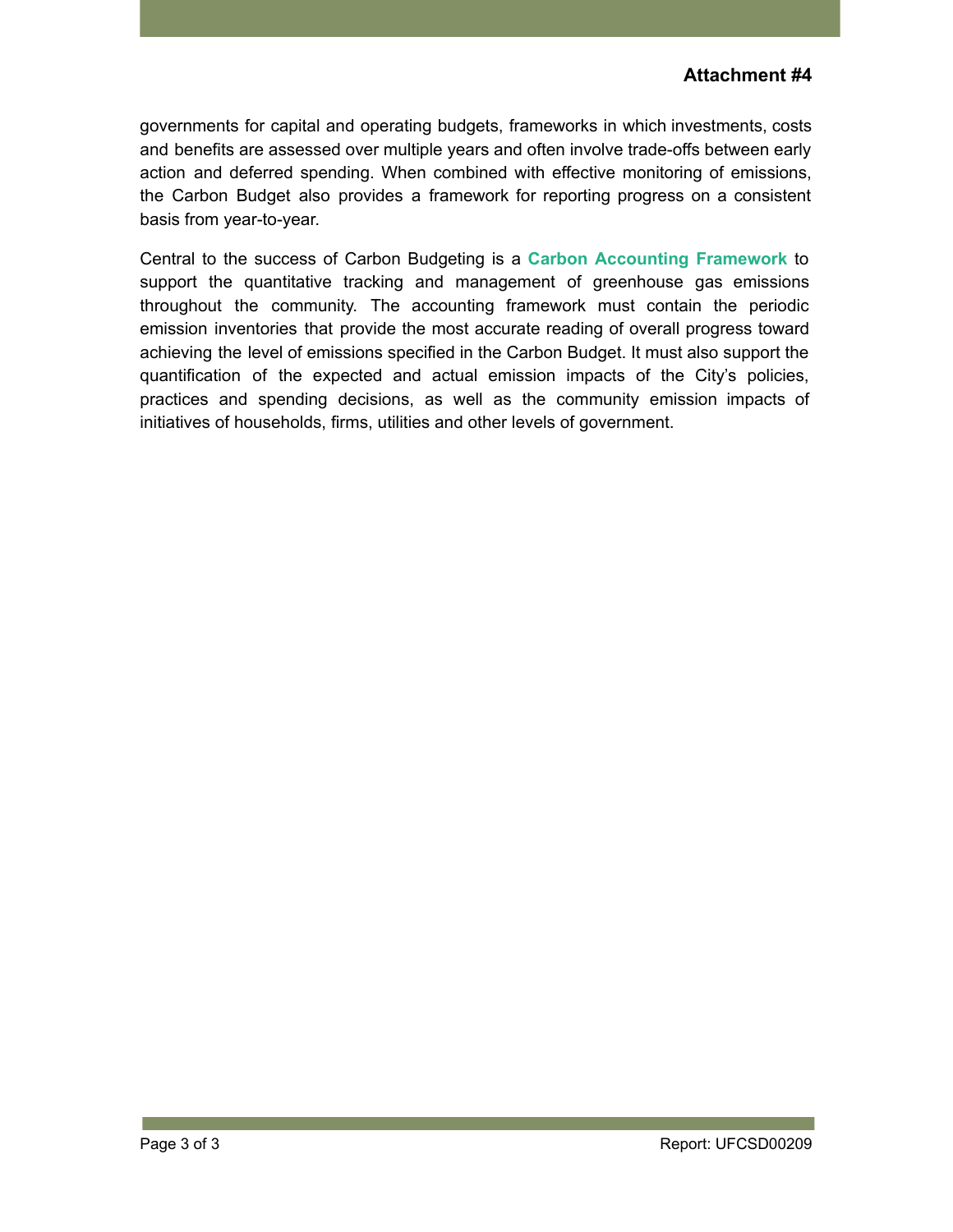governments for capital and operating budgets, frameworks in which investments, costs and benefits are assessed over multiple years and often involve trade-offs between early action and deferred spending. When combined with effective monitoring of emissions, the Carbon Budget also provides a framework for reporting progress on a consistent basis from year-to-year.

Central to the success of Carbon Budgeting is a **Carbon Accounting Framework** to support the quantitative tracking and management of greenhouse gas emissions throughout the community. The accounting framework must contain the periodic emission inventories that provide the most accurate reading of overall progress toward achieving the level of emissions specified in the Carbon Budget. It must also support the quantification of the expected and actual emission impacts of the City's policies, practices and spending decisions, as well as the community emission impacts of initiatives of households, firms, utilities and other levels of government.